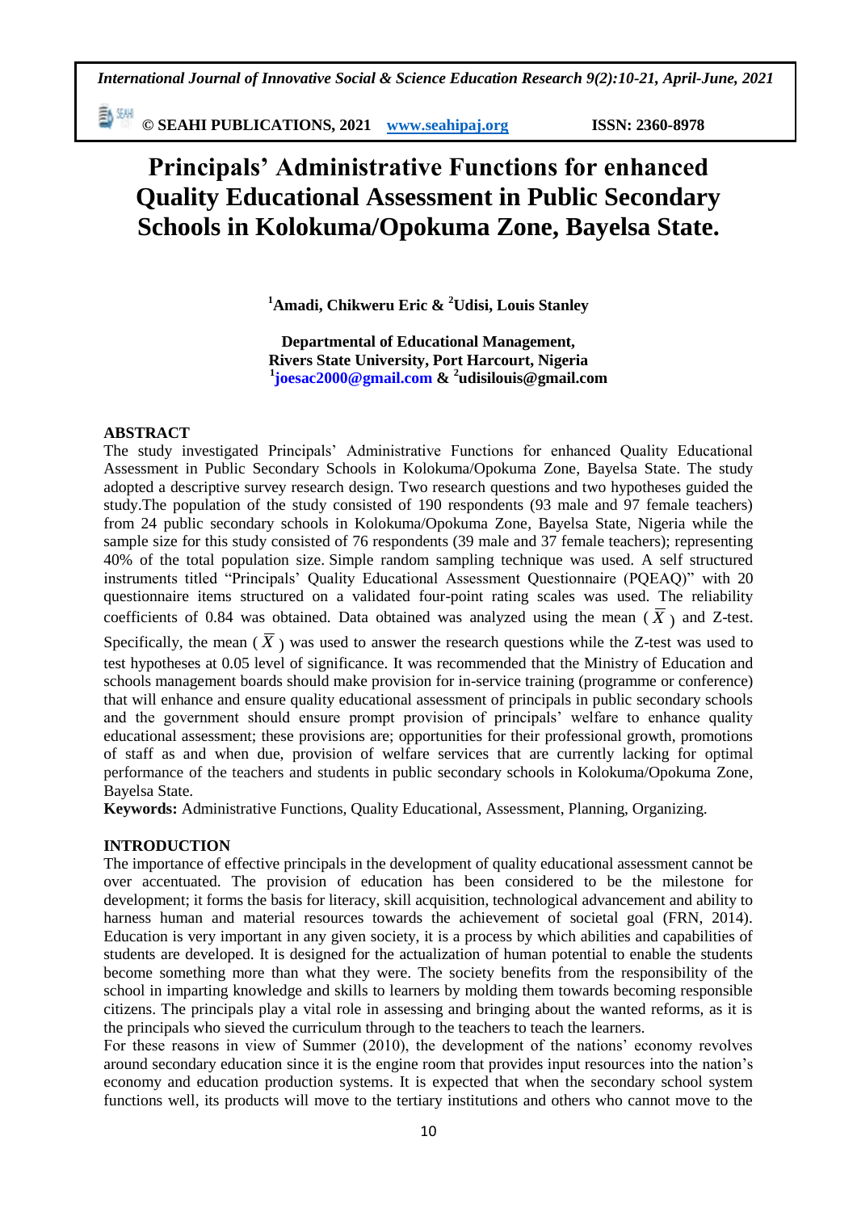# Principals' Administrative Functions for enhanced Quality Educational Assessment in Public Secondary Schools in Kolokuma/Opokuma Zone, Bayelsa State.

**[1]Amadi, Chikweru Eric & [2]Udisi, Louis Stanley**

**Departmental of Educational Management,**
**Rivers State University, Port Harcourt, Nigeria**
**[1]joesac2000@gmail.com & [2]udisilouis@gmail.com**

## ABSTRACT

The study investigated Principals' Administrative Functions for enhanced Quality Educational Assessment in Public Secondary Schools in Kolokuma/Opokuma Zone, Bayelsa State. The study adopted a descriptive survey research design. Two research questions and two hypotheses guided the study.The population of the study consisted of 190 respondents (93 male and 97 female teachers) from 24 public secondary schools in Kolokuma/Opokuma Zone, Bayelsa State, Nigeria while the sample size for this study consisted of 76 respondents (39 male and 37 female teachers); representing 40% of the total population size. Simple random sampling technique was used. A self structured instruments titled "Principals' Quality Educational Assessment Questionnaire (PQEAQ)" with 20 questionnaire items structured on a validated four-point rating scales was used. The reliability coefficients of 0.84 was obtained. Data obtained was analyzed using the mean ($\overline{X}$) and Z-test. Specifically, the mean ($\overline{X}$) was used to answer the research questions while the Z-test was used to test hypotheses at 0.05 level of significance. It was recommended that the Ministry of Education and schools management boards should make provision for in-service training (programme or conference) that will enhance and ensure quality educational assessment of principals in public secondary schools and the government should ensure prompt provision of principals' welfare to enhance quality educational assessment; these provisions are; opportunities for their professional growth, promotions of staff as and when due, provision of welfare services that are currently lacking for optimal performance of the teachers and students in public secondary schools in Kolokuma/Opokuma Zone, Bayelsa State.

**Keywords:** Administrative Functions, Quality Educational, Assessment, Planning, Organizing.

## INTRODUCTION

The importance of effective principals in the development of quality educational assessment cannot be over accentuated. The provision of education has been considered to be the milestone for development; it forms the basis for literacy, skill acquisition, technological advancement and ability to harness human and material resources towards the achievement of societal goal (FRN, 2014). Education is very important in any given society, it is a process by which abilities and capabilities of students are developed. It is designed for the actualization of human potential to enable the students become something more than what they were. The society benefits from the responsibility of the school in imparting knowledge and skills to learners by molding them towards becoming responsible citizens. The principals play a vital role in assessing and bringing about the wanted reforms, as it is the principals who sieved the curriculum through to the teachers to teach the learners.

For these reasons in view of Summer (2010), the development of the nations' economy revolves around secondary education since it is the engine room that provides input resources into the nation's economy and education production systems. It is expected that when the secondary school system functions well, its products will move to the tertiary institutions and others who cannot move to the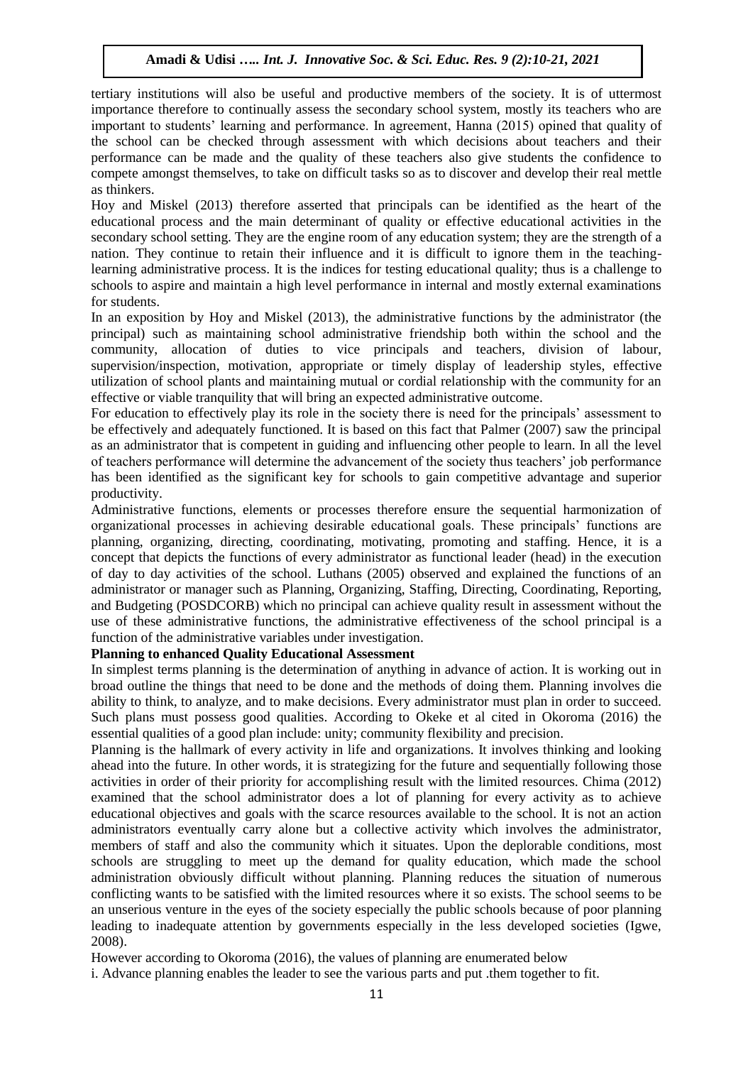tertiary institutions will also be useful and productive members of the society. It is of uttermost importance therefore to continually assess the secondary school system, mostly its teachers who are important to students' learning and performance. In agreement, Hanna (2015) opined that quality of the school can be checked through assessment with which decisions about teachers and their performance can be made and the quality of these teachers also give students the confidence to compete amongst themselves, to take on difficult tasks so as to discover and develop their real mettle as thinkers.

Hoy and Miskel (2013) therefore asserted that principals can be identified as the heart of the educational process and the main determinant of quality or effective educational activities in the secondary school setting. They are the engine room of any education system; they are the strength of a nation. They continue to retain their influence and it is difficult to ignore them in the teaching-learning administrative process. It is the indices for testing educational quality; thus is a challenge to schools to aspire and maintain a high level performance in internal and mostly external examinations for students.

In an exposition by Hoy and Miskel (2013), the administrative functions by the administrator (the principal) such as maintaining school administrative friendship both within the school and the community, allocation of duties to vice principals and teachers, division of labour, supervision/inspection, motivation, appropriate or timely display of leadership styles, effective utilization of school plants and maintaining mutual or cordial relationship with the community for an effective or viable tranquility that will bring an expected administrative outcome.

For education to effectively play its role in the society there is need for the principals' assessment to be effectively and adequately functioned. It is based on this fact that Palmer (2007) saw the principal as an administrator that is competent in guiding and influencing other people to learn. In all the level of teachers performance will determine the advancement of the society thus teachers' job performance has been identified as the significant key for schools to gain competitive advantage and superior productivity.

Administrative functions, elements or processes therefore ensure the sequential harmonization of organizational processes in achieving desirable educational goals. These principals' functions are planning, organizing, directing, coordinating, motivating, promoting and staffing. Hence, it is a concept that depicts the functions of every administrator as functional leader (head) in the execution of day to day activities of the school. Luthans (2005) observed and explained the functions of an administrator or manager such as Planning, Organizing, Staffing, Directing, Coordinating, Reporting, and Budgeting (POSDCORB) which no principal can achieve quality result in assessment without the use of these administrative functions, the administrative effectiveness of the school principal is a function of the administrative variables under investigation.

**Planning to enhanced Quality Educational Assessment**

In simplest terms planning is the determination of anything in advance of action. It is working out in broad outline the things that need to be done and the methods of doing them. Planning involves die ability to think, to analyze, and to make decisions. Every administrator must plan in order to succeed. Such plans must possess good qualities. According to Okeke et al cited in Okoroma (2016) the essential qualities of a good plan include: unity; community flexibility and precision.

Planning is the hallmark of every activity in life and organizations. It involves thinking and looking ahead into the future. In other words, it is strategizing for the future and sequentially following those activities in order of their priority for accomplishing result with the limited resources. Chima (2012) examined that the school administrator does a lot of planning for every activity as to achieve educational objectives and goals with the scarce resources available to the school. It is not an action administrators eventually carry alone but a collective activity which involves the administrator, members of staff and also the community which it situates. Upon the deplorable conditions, most schools are struggling to meet up the demand for quality education, which made the school administration obviously difficult without planning. Planning reduces the situation of numerous conflicting wants to be satisfied with the limited resources where it so exists. The school seems to be an unserious venture in the eyes of the society especially the public schools because of poor planning leading to inadequate attention by governments especially in the less developed societies (Igwe, 2008).

However according to Okoroma (2016), the values of planning are enumerated below

i. Advance planning enables the leader to see the various parts and put .them together to fit.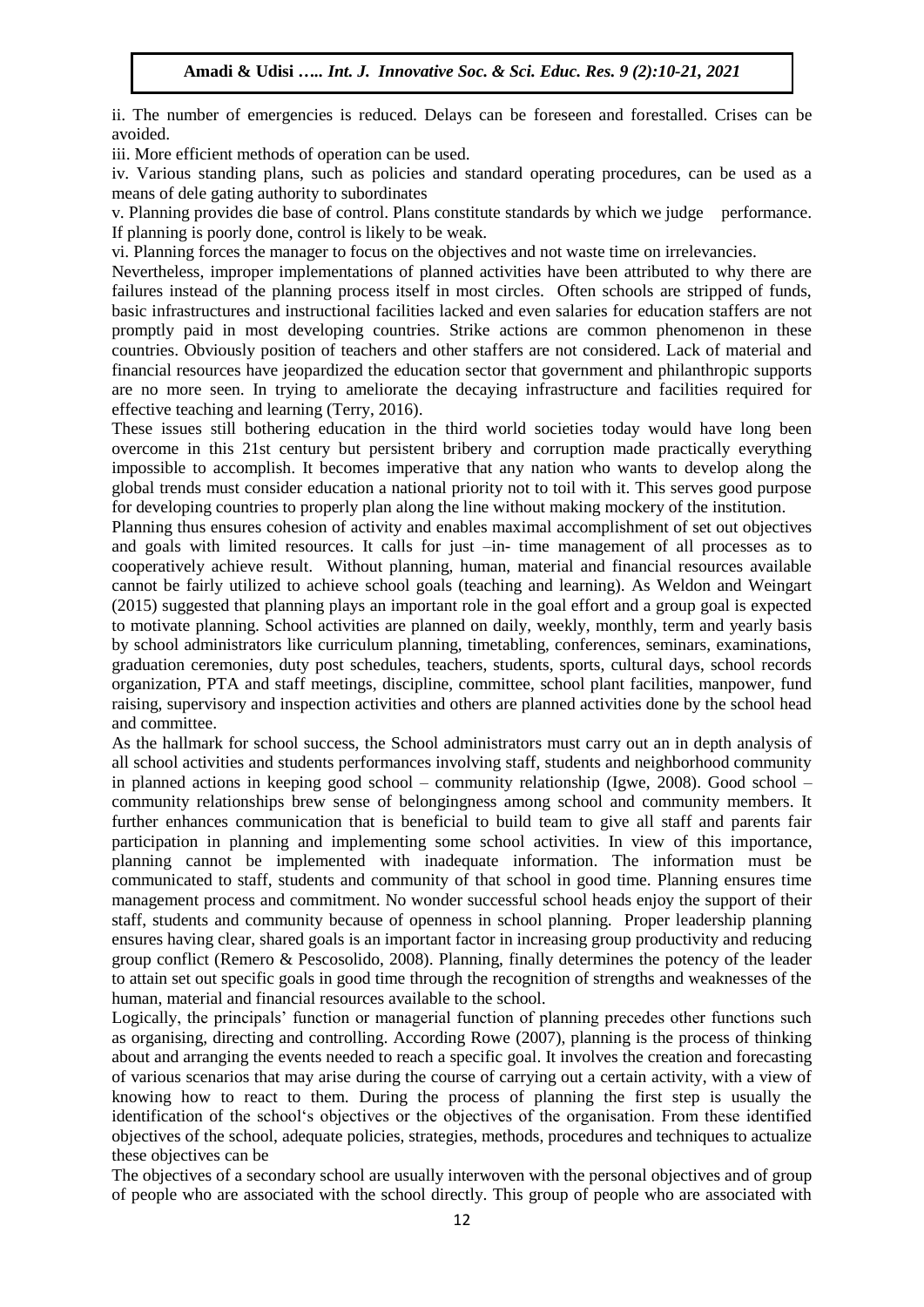ii. The number of emergencies is reduced. Delays can be foreseen and forestalled. Crises can be avoided.

iii. More efficient methods of operation can be used.

iv. Various standing plans, such as policies and standard operating procedures, can be used as a means of dele gating authority to subordinates

v. Planning provides die base of control. Plans constitute standards by which we judge performance. If planning is poorly done, control is likely to be weak.

vi. Planning forces the manager to focus on the objectives and not waste time on irrelevancies.

Nevertheless, improper implementations of planned activities have been attributed to why there are failures instead of the planning process itself in most circles. Often schools are stripped of funds, basic infrastructures and instructional facilities lacked and even salaries for education staffers are not promptly paid in most developing countries. Strike actions are common phenomenon in these countries. Obviously position of teachers and other staffers are not considered. Lack of material and financial resources have jeopardized the education sector that government and philanthropic supports are no more seen. In trying to ameliorate the decaying infrastructure and facilities required for effective teaching and learning (Terry, 2016).

These issues still bothering education in the third world societies today would have long been overcome in this 21st century but persistent bribery and corruption made practically everything impossible to accomplish. It becomes imperative that any nation who wants to develop along the global trends must consider education a national priority not to toil with it. This serves good purpose for developing countries to properly plan along the line without making mockery of the institution.

Planning thus ensures cohesion of activity and enables maximal accomplishment of set out objectives and goals with limited resources. It calls for just –in- time management of all processes as to cooperatively achieve result. Without planning, human, material and financial resources available cannot be fairly utilized to achieve school goals (teaching and learning). As Weldon and Weingart (2015) suggested that planning plays an important role in the goal effort and a group goal is expected to motivate planning. School activities are planned on daily, weekly, monthly, term and yearly basis by school administrators like curriculum planning, timetabling, conferences, seminars, examinations, graduation ceremonies, duty post schedules, teachers, students, sports, cultural days, school records organization, PTA and staff meetings, discipline, committee, school plant facilities, manpower, fund raising, supervisory and inspection activities and others are planned activities done by the school head and committee.

As the hallmark for school success, the School administrators must carry out an in depth analysis of all school activities and students performances involving staff, students and neighborhood community in planned actions in keeping good school – community relationship (Igwe, 2008). Good school – community relationships brew sense of belongingness among school and community members. It further enhances communication that is beneficial to build team to give all staff and parents fair participation in planning and implementing some school activities. In view of this importance, planning cannot be implemented with inadequate information. The information must be communicated to staff, students and community of that school in good time. Planning ensures time management process and commitment. No wonder successful school heads enjoy the support of their staff, students and community because of openness in school planning. Proper leadership planning ensures having clear, shared goals is an important factor in increasing group productivity and reducing group conflict (Remero & Pescosolido, 2008). Planning, finally determines the potency of the leader to attain set out specific goals in good time through the recognition of strengths and weaknesses of the human, material and financial resources available to the school.

Logically, the principals' function or managerial function of planning precedes other functions such as organising, directing and controlling. According Rowe (2007), planning is the process of thinking about and arranging the events needed to reach a specific goal. It involves the creation and forecasting of various scenarios that may arise during the course of carrying out a certain activity, with a view of knowing how to react to them. During the process of planning the first step is usually the identification of the school's objectives or the objectives of the organisation. From these identified objectives of the school, adequate policies, strategies, methods, procedures and techniques to actualize these objectives can be

The objectives of a secondary school are usually interwoven with the personal objectives and of group of people who are associated with the school directly. This group of people who are associated with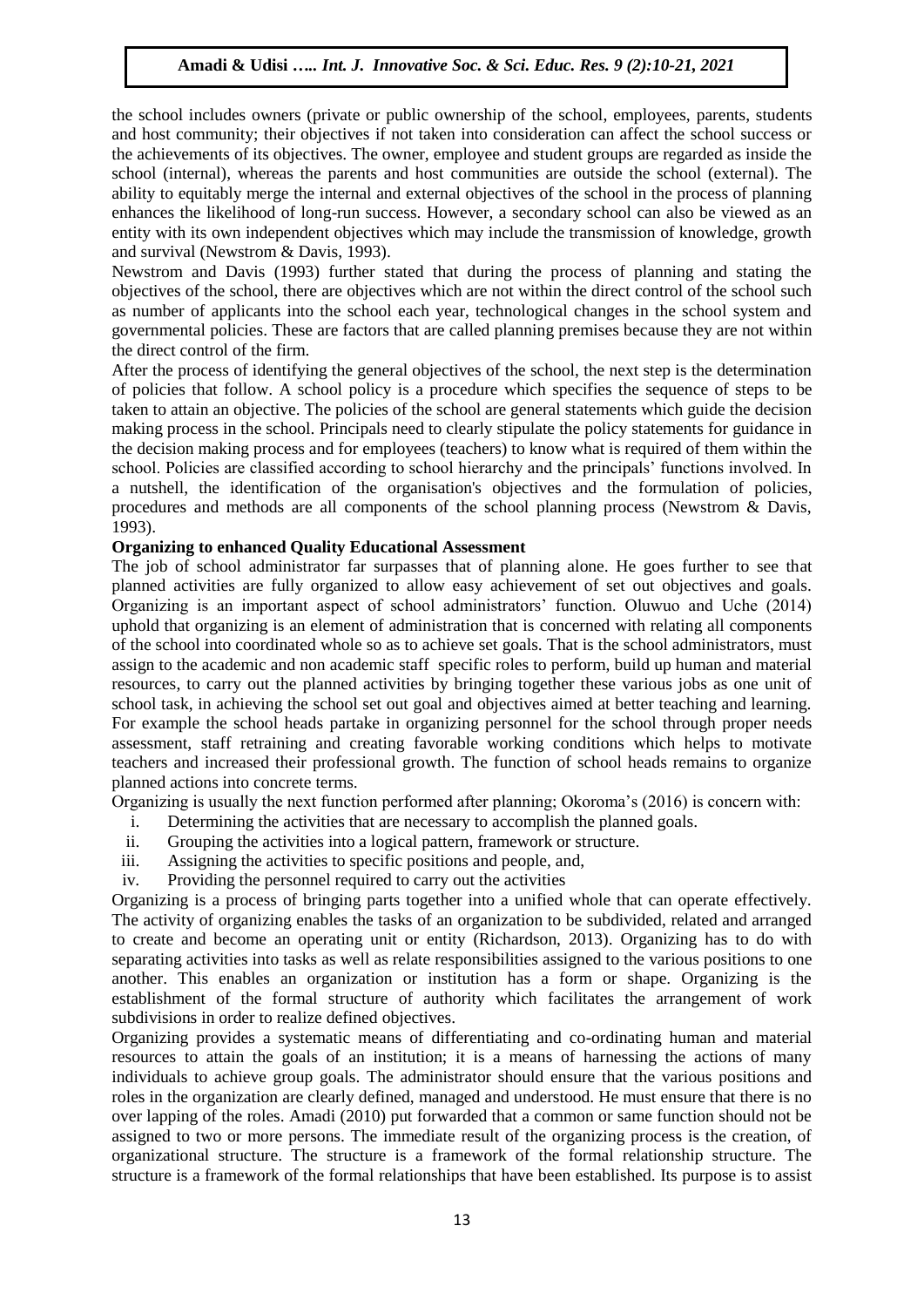the school includes owners (private or public ownership of the school, employees, parents, students and host community; their objectives if not taken into consideration can affect the school success or the achievements of its objectives. The owner, employee and student groups are regarded as inside the school (internal), whereas the parents and host communities are outside the school (external). The ability to equitably merge the internal and external objectives of the school in the process of planning enhances the likelihood of long-run success. However, a secondary school can also be viewed as an entity with its own independent objectives which may include the transmission of knowledge, growth and survival (Newstrom & Davis, 1993).

Newstrom and Davis (1993) further stated that during the process of planning and stating the objectives of the school, there are objectives which are not within the direct control of the school such as number of applicants into the school each year, technological changes in the school system and governmental policies. These are factors that are called planning premises because they are not within the direct control of the firm.

After the process of identifying the general objectives of the school, the next step is the determination of policies that follow. A school policy is a procedure which specifies the sequence of steps to be taken to attain an objective. The policies of the school are general statements which guide the decision making process in the school. Principals need to clearly stipulate the policy statements for guidance in the decision making process and for employees (teachers) to know what is required of them within the school. Policies are classified according to school hierarchy and the principals' functions involved. In a nutshell, the identification of the organisation's objectives and the formulation of policies, procedures and methods are all components of the school planning process (Newstrom & Davis, 1993).

**Organizing to enhanced Quality Educational Assessment**

The job of school administrator far surpasses that of planning alone. He goes further to see that planned activities are fully organized to allow easy achievement of set out objectives and goals. Organizing is an important aspect of school administrators' function. Oluwuo and Uche (2014) uphold that organizing is an element of administration that is concerned with relating all components of the school into coordinated whole so as to achieve set goals. That is the school administrators, must assign to the academic and non academic staff specific roles to perform, build up human and material resources, to carry out the planned activities by bringing together these various jobs as one unit of school task, in achieving the school set out goal and objectives aimed at better teaching and learning. For example the school heads partake in organizing personnel for the school through proper needs assessment, staff retraining and creating favorable working conditions which helps to motivate teachers and increased their professional growth. The function of school heads remains to organize planned actions into concrete terms.

Organizing is usually the next function performed after planning; Okoroma's (2016) is concern with:

i. Determining the activities that are necessary to accomplish the planned goals.
ii. Grouping the activities into a logical pattern, framework or structure.
iii. Assigning the activities to specific positions and people, and,
iv. Providing the personnel required to carry out the activities

Organizing is a process of bringing parts together into a unified whole that can operate effectively. The activity of organizing enables the tasks of an organization to be subdivided, related and arranged to create and become an operating unit or entity (Richardson, 2013). Organizing has to do with separating activities into tasks as well as relate responsibilities assigned to the various positions to one another. This enables an organization or institution has a form or shape. Organizing is the establishment of the formal structure of authority which facilitates the arrangement of work subdivisions in order to realize defined objectives.

Organizing provides a systematic means of differentiating and co-ordinating human and material resources to attain the goals of an institution; it is a means of harnessing the actions of many individuals to achieve group goals. The administrator should ensure that the various positions and roles in the organization are clearly defined, managed and understood. He must ensure that there is no over lapping of the roles. Amadi (2010) put forwarded that a common or same function should not be assigned to two or more persons. The immediate result of the organizing process is the creation, of organizational structure. The structure is a framework of the formal relationship structure. The structure is a framework of the formal relationships that have been established. Its purpose is to assist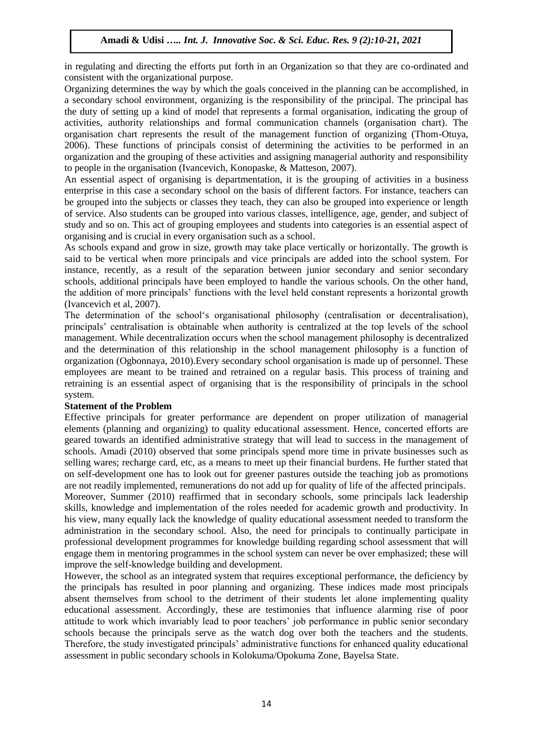in regulating and directing the efforts put forth in an Organization so that they are co-ordinated and consistent with the organizational purpose.

Organizing determines the way by which the goals conceived in the planning can be accomplished, in a secondary school environment, organizing is the responsibility of the principal. The principal has the duty of setting up a kind of model that represents a formal organisation, indicating the group of activities, authority relationships and formal communication channels (organisation chart). The organisation chart represents the result of the management function of organizing (Thom-Otuya, 2006). These functions of principals consist of determining the activities to be performed in an organization and the grouping of these activities and assigning managerial authority and responsibility to people in the organisation (Ivancevich, Konopaske, & Matteson, 2007).

An essential aspect of organising is departmentation, it is the grouping of activities in a business enterprise in this case a secondary school on the basis of different factors. For instance, teachers can be grouped into the subjects or classes they teach, they can also be grouped into experience or length of service. Also students can be grouped into various classes, intelligence, age, gender, and subject of study and so on. This act of grouping employees and students into categories is an essential aspect of organising and is crucial in every organisation such as a school.

As schools expand and grow in size, growth may take place vertically or horizontally. The growth is said to be vertical when more principals and vice principals are added into the school system. For instance, recently, as a result of the separation between junior secondary and senior secondary schools, additional principals have been employed to handle the various schools. On the other hand, the addition of more principals' functions with the level held constant represents a horizontal growth (Ivancevich et al, 2007).

The determination of the school's organisational philosophy (centralisation or decentralisation), principals' centralisation is obtainable when authority is centralized at the top levels of the school management. While decentralization occurs when the school management philosophy is decentralized and the determination of this relationship in the school management philosophy is a function of organization (Ogbonnaya, 2010).Every secondary school organisation is made up of personnel. These employees are meant to be trained and retrained on a regular basis. This process of training and retraining is an essential aspect of organising that is the responsibility of principals in the school system.

**Statement of the Problem**

Effective principals for greater performance are dependent on proper utilization of managerial elements (planning and organizing) to quality educational assessment. Hence, concerted efforts are geared towards an identified administrative strategy that will lead to success in the management of schools. Amadi (2010) observed that some principals spend more time in private businesses such as selling wares; recharge card, etc, as a means to meet up their financial burdens. He further stated that on self-development one has to look out for greener pastures outside the teaching job as promotions are not readily implemented, remunerations do not add up for quality of life of the affected principals.

Moreover, Summer (2010) reaffirmed that in secondary schools, some principals lack leadership skills, knowledge and implementation of the roles needed for academic growth and productivity. In his view, many equally lack the knowledge of quality educational assessment needed to transform the administration in the secondary school. Also, the need for principals to continually participate in professional development programmes for knowledge building regarding school assessment that will engage them in mentoring programmes in the school system can never be over emphasized; these will improve the self-knowledge building and development.

However, the school as an integrated system that requires exceptional performance, the deficiency by the principals has resulted in poor planning and organizing. These indices made most principals absent themselves from school to the detriment of their students let alone implementing quality educational assessment. Accordingly, these are testimonies that influence alarming rise of poor attitude to work which invariably lead to poor teachers' job performance in public senior secondary schools because the principals serve as the watch dog over both the teachers and the students. Therefore, the study investigated principals' administrative functions for enhanced quality educational assessment in public secondary schools in Kolokuma/Opokuma Zone, Bayelsa State.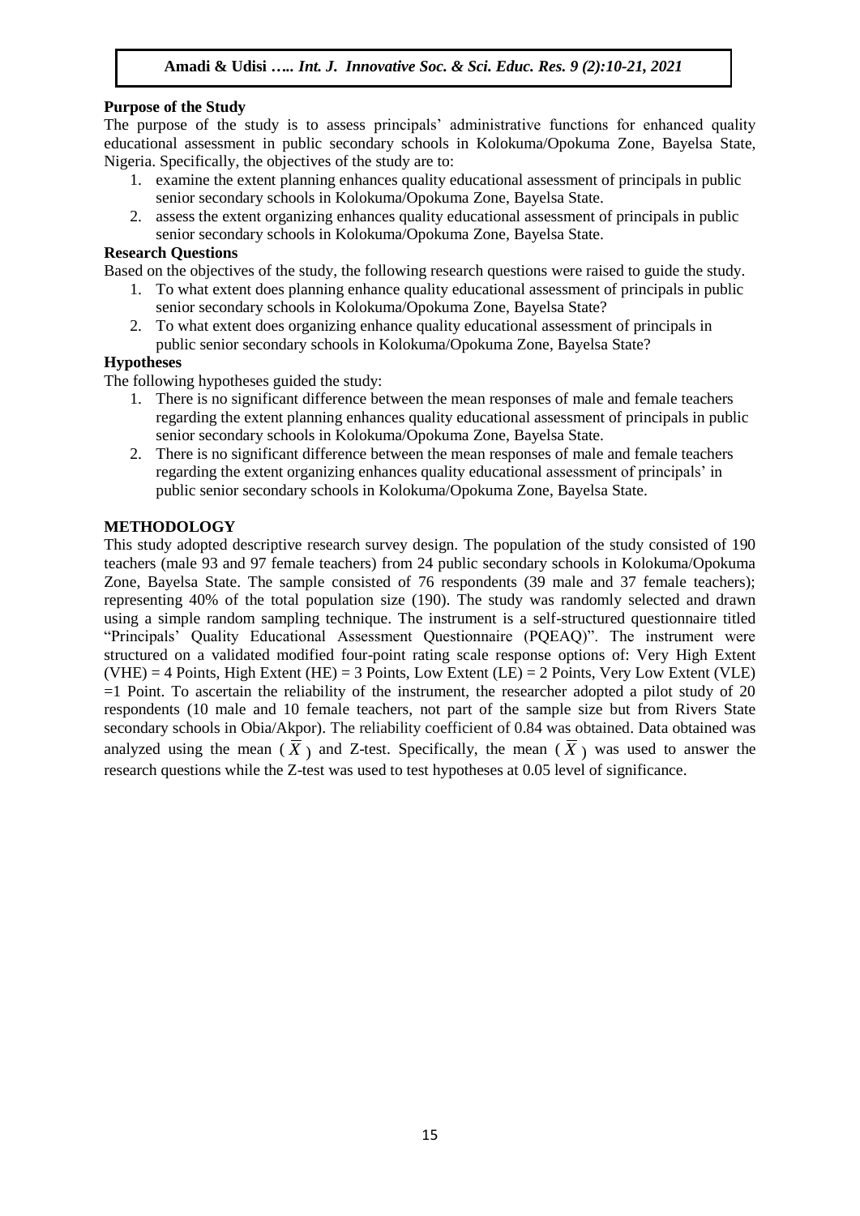**Purpose of the Study**

The purpose of the study is to assess principals' administrative functions for enhanced quality educational assessment in public secondary schools in Kolokuma/Opokuma Zone, Bayelsa State, Nigeria. Specifically, the objectives of the study are to:

1. examine the extent planning enhances quality educational assessment of principals in public senior secondary schools in Kolokuma/Opokuma Zone, Bayelsa State.
2. assess the extent organizing enhances quality educational assessment of principals in public senior secondary schools in Kolokuma/Opokuma Zone, Bayelsa State.

**Research Questions**

Based on the objectives of the study, the following research questions were raised to guide the study.

1. To what extent does planning enhance quality educational assessment of principals in public senior secondary schools in Kolokuma/Opokuma Zone, Bayelsa State?
2. To what extent does organizing enhance quality educational assessment of principals in public senior secondary schools in Kolokuma/Opokuma Zone, Bayelsa State?

**Hypotheses**

The following hypotheses guided the study:

1. There is no significant difference between the mean responses of male and female teachers regarding the extent planning enhances quality educational assessment of principals in public senior secondary schools in Kolokuma/Opokuma Zone, Bayelsa State.
2. There is no significant difference between the mean responses of male and female teachers regarding the extent organizing enhances quality educational assessment of principals' in public senior secondary schools in Kolokuma/Opokuma Zone, Bayelsa State.

**METHODOLOGY**

This study adopted descriptive research survey design. The population of the study consisted of 190 teachers (male 93 and 97 female teachers) from 24 public secondary schools in Kolokuma/Opokuma Zone, Bayelsa State. The sample consisted of 76 respondents (39 male and 37 female teachers); representing 40% of the total population size (190). The study was randomly selected and drawn using a simple random sampling technique. The instrument is a self-structured questionnaire titled "Principals' Quality Educational Assessment Questionnaire (PQEAQ)". The instrument were structured on a validated modified four-point rating scale response options of: Very High Extent (VHE) = 4 Points, High Extent (HE) = 3 Points, Low Extent (LE) = 2 Points, Very Low Extent (VLE) =1 Point. To ascertain the reliability of the instrument, the researcher adopted a pilot study of 20 respondents (10 male and 10 female teachers, not part of the sample size but from Rivers State secondary schools in Obia/Akpor). The reliability coefficient of 0.84 was obtained. Data obtained was analyzed using the mean ( $\overline{X}$ ) and Z-test. Specifically, the mean ( $\overline{X}$ ) was used to answer the research questions while the Z-test was used to test hypotheses at 0.05 level of significance.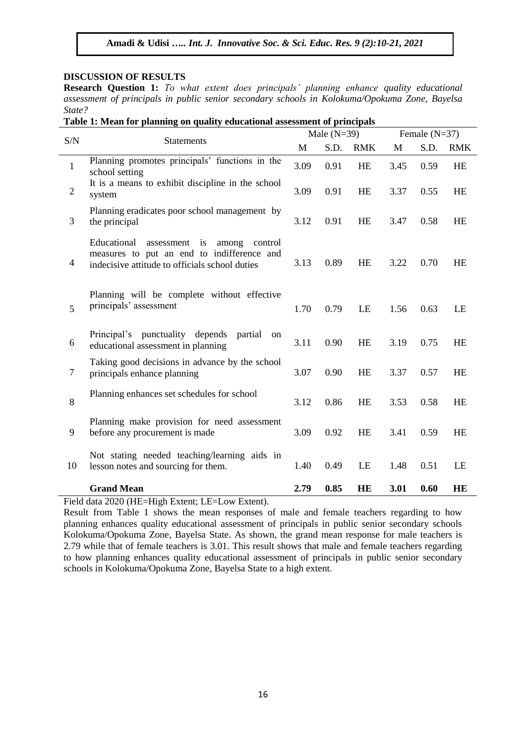## DISCUSSION OF RESULTS

**Research Question 1:** *To what extent does principals' planning enhance quality educational assessment of principals in public senior secondary schools in Kolokuma/Opokuma Zone, Bayelsa State?*

**Table 1: Mean for planning on quality educational assessment of principals**

| S/N | Statements | Male (N=39) | | | Female (N=37) | | |
|---|---|---|---|---|---|---|---|
| | | M | S.D. | RMK | M | S.D. | RMK |
| 1 | Planning promotes principals' functions in the school setting | 3.09 | 0.91 | HE | 3.45 | 0.59 | HE |
| 2 | It is a means to exhibit discipline in the school system | 3.09 | 0.91 | HE | 3.37 | 0.55 | HE |
| 3 | Planning eradicates poor school management by the principal | 3.12 | 0.91 | HE | 3.47 | 0.58 | HE |
| 4 | Educational assessment is among control measures to put an end to indifference and indecisive attitude to officials school duties | 3.13 | 0.89 | HE | 3.22 | 0.70 | HE |
| 5 | Planning will be complete without effective principals' assessment | 1.70 | 0.79 | LE | 1.56 | 0.63 | LE |
| 6 | Principal's punctuality depends partial on educational assessment in planning | 3.11 | 0.90 | HE | 3.19 | 0.75 | HE |
| 7 | Taking good decisions in advance by the school principals enhance planning | 3.07 | 0.90 | HE | 3.37 | 0.57 | HE |
| 8 | Planning enhances set schedules for school | 3.12 | 0.86 | HE | 3.53 | 0.58 | HE |
| 9 | Planning make provision for need assessment before any procurement is made | 3.09 | 0.92 | HE | 3.41 | 0.59 | HE |
| 10 | Not stating needed teaching/learning aids in lesson notes and sourcing for them. | 1.40 | 0.49 | LE | 1.48 | 0.51 | LE |
| | **Grand Mean** | **2.79** | **0.85** | **HE** | **3.01** | **0.60** | **HE** |

Field data 2020 (HE=High Extent; LE=Low Extent).

Result from Table 1 shows the mean responses of male and female teachers regarding to how planning enhances quality educational assessment of principals in public senior secondary schools Kolokuma/Opokuma Zone, Bayelsa State. As shown, the grand mean response for male teachers is 2.79 while that of female teachers is 3.01. This result shows that male and female teachers regarding to how planning enhances quality educational assessment of principals in public senior secondary schools in Kolokuma/Opokuma Zone, Bayelsa State to a high extent.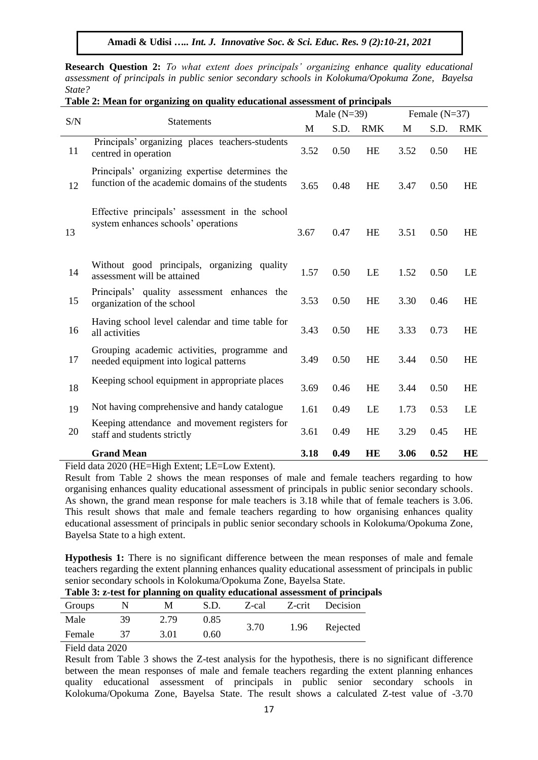**Research Question 2:** *To what extent does principals' organizing enhance quality educational assessment of principals in public senior secondary schools in Kolokuma/Opokuma Zone, Bayelsa State?*

**Table 2: Mean for organizing on quality educational assessment of principals**

| S/N | Statements | Male (N=39) | | | Female (N=37) | | |
|---|---|---|---|---|---|---|---|
| | | M | S.D. | RMK | M | S.D. | RMK |
| 11 | Principals' organizing places teachers-students centred in operation | 3.52 | 0.50 | HE | 3.52 | 0.50 | HE |
| 12 | Principals' organizing expertise determines the function of the academic domains of the students | 3.65 | 0.48 | HE | 3.47 | 0.50 | HE |
| 13 | Effective principals' assessment in the school system enhances schools' operations | 3.67 | 0.47 | HE | 3.51 | 0.50 | HE |
| 14 | Without good principals, organizing quality assessment will be attained | 1.57 | 0.50 | LE | 1.52 | 0.50 | LE |
| 15 | Principals' quality assessment enhances the organization of the school | 3.53 | 0.50 | HE | 3.30 | 0.46 | HE |
| 16 | Having school level calendar and time table for all activities | 3.43 | 0.50 | HE | 3.33 | 0.73 | HE |
| 17 | Grouping academic activities, programme and needed equipment into logical patterns | 3.49 | 0.50 | HE | 3.44 | 0.50 | HE |
| 18 | Keeping school equipment in appropriate places | 3.69 | 0.46 | HE | 3.44 | 0.50 | HE |
| 19 | Not having comprehensive and handy catalogue | 1.61 | 0.49 | LE | 1.73 | 0.53 | LE |
| 20 | Keeping attendance and movement registers for staff and students strictly | 3.61 | 0.49 | HE | 3.29 | 0.45 | HE |
| | **Grand Mean** | **3.18** | **0.49** | **HE** | **3.06** | **0.52** | **HE** |

Field data 2020 (HE=High Extent; LE=Low Extent).

Result from Table 2 shows the mean responses of male and female teachers regarding to how organising enhances quality educational assessment of principals in public senior secondary schools. As shown, the grand mean response for male teachers is 3.18 while that of female teachers is 3.06. This result shows that male and female teachers regarding to how organising enhances quality educational assessment of principals in public senior secondary schools in Kolokuma/Opokuma Zone, Bayelsa State to a high extent.

**Hypothesis 1:** There is no significant difference between the mean responses of male and female teachers regarding the extent planning enhances quality educational assessment of principals in public senior secondary schools in Kolokuma/Opokuma Zone, Bayelsa State.

**Table 3: z-test for planning on quality educational assessment of principals**

| Groups | N | M | S.D. | Z-cal | Z-crit | Decision |
|---|---|---|---|---|---|---|
| Male | 39 | 2.79 | 0.85 | 3.70 | 1.96 | Rejected |
| Female | 37 | 3.01 | 0.60 | | | |

Field data 2020

Result from Table 3 shows the Z-test analysis for the hypothesis, there is no significant difference between the mean responses of male and female teachers regarding the extent planning enhances quality educational assessment of principals in public senior secondary schools in Kolokuma/Opokuma Zone, Bayelsa State. The result shows a calculated Z-test value of -3.70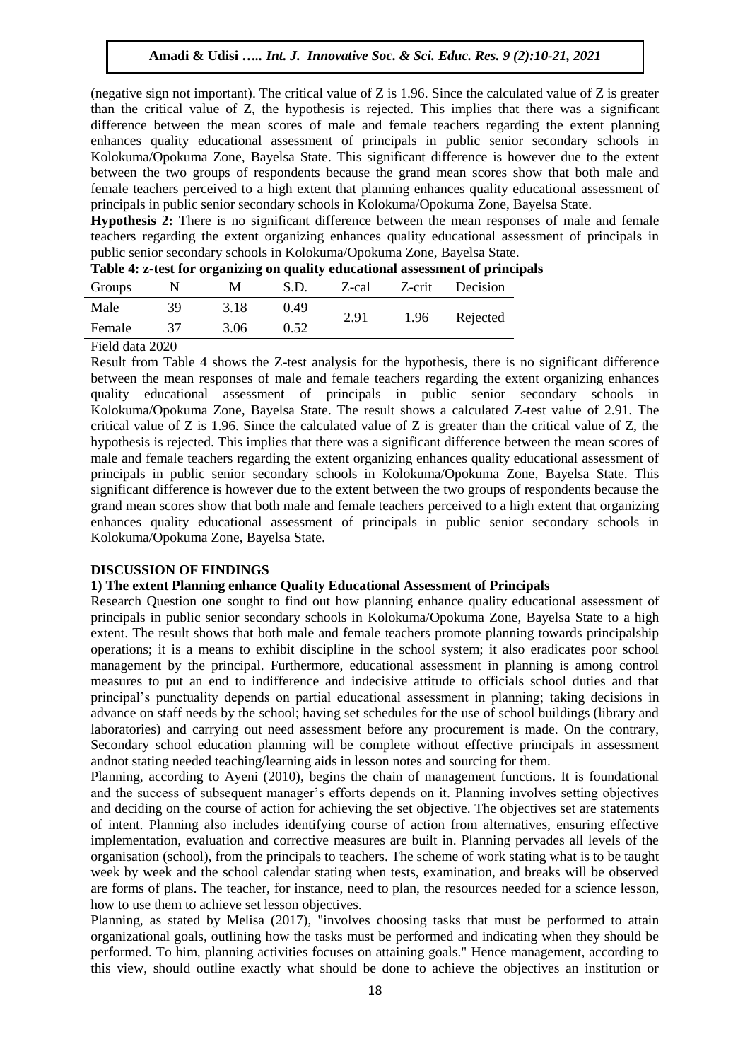(negative sign not important). The critical value of Z is 1.96. Since the calculated value of Z is greater than the critical value of Z, the hypothesis is rejected. This implies that there was a significant difference between the mean scores of male and female teachers regarding the extent planning enhances quality educational assessment of principals in public senior secondary schools in Kolokuma/Opokuma Zone, Bayelsa State. This significant difference is however due to the extent between the two groups of respondents because the grand mean scores show that both male and female teachers perceived to a high extent that planning enhances quality educational assessment of principals in public senior secondary schools in Kolokuma/Opokuma Zone, Bayelsa State.

**Hypothesis 2:** There is no significant difference between the mean responses of male and female teachers regarding the extent organizing enhances quality educational assessment of principals in public senior secondary schools in Kolokuma/Opokuma Zone, Bayelsa State.

**Table 4: z-test for organizing on quality educational assessment of principals**

| Groups | N | M | S.D. | Z-cal | Z-crit | Decision |
|---|---|---|---|---|---|---|
| Male | 39 | 3.18 | 0.49 | 2.91 | 1.96 | Rejected |
| Female | 37 | 3.06 | 0.52 | | | |

Field data 2020

Result from Table 4 shows the Z-test analysis for the hypothesis, there is no significant difference between the mean responses of male and female teachers regarding the extent organizing enhances quality educational assessment of principals in public senior secondary schools in Kolokuma/Opokuma Zone, Bayelsa State. The result shows a calculated Z-test value of 2.91. The critical value of Z is 1.96. Since the calculated value of Z is greater than the critical value of Z, the hypothesis is rejected. This implies that there was a significant difference between the mean scores of male and female teachers regarding the extent organizing enhances quality educational assessment of principals in public senior secondary schools in Kolokuma/Opokuma Zone, Bayelsa State. This significant difference is however due to the extent between the two groups of respondents because the grand mean scores show that both male and female teachers perceived to a high extent that organizing enhances quality educational assessment of principals in public senior secondary schools in Kolokuma/Opokuma Zone, Bayelsa State.

## DISCUSSION OF FINDINGS

### 1) The extent Planning enhance Quality Educational Assessment of Principals

Research Question one sought to find out how planning enhance quality educational assessment of principals in public senior secondary schools in Kolokuma/Opokuma Zone, Bayelsa State to a high extent. The result shows that both male and female teachers promote planning towards principalship operations; it is a means to exhibit discipline in the school system; it also eradicates poor school management by the principal. Furthermore, educational assessment in planning is among control measures to put an end to indifference and indecisive attitude to officials school duties and that principal's punctuality depends on partial educational assessment in planning; taking decisions in advance on staff needs by the school; having set schedules for the use of school buildings (library and laboratories) and carrying out need assessment before any procurement is made. On the contrary, Secondary school education planning will be complete without effective principals in assessment andnot stating needed teaching/learning aids in lesson notes and sourcing for them.

Planning, according to Ayeni (2010), begins the chain of management functions. It is foundational and the success of subsequent manager's efforts depends on it. Planning involves setting objectives and deciding on the course of action for achieving the set objective. The objectives set are statements of intent. Planning also includes identifying course of action from alternatives, ensuring effective implementation, evaluation and corrective measures are built in. Planning pervades all levels of the organisation (school), from the principals to teachers. The scheme of work stating what is to be taught week by week and the school calendar stating when tests, examination, and breaks will be observed are forms of plans. The teacher, for instance, need to plan, the resources needed for a science lesson, how to use them to achieve set lesson objectives.

Planning, as stated by Melisa (2017), "involves choosing tasks that must be performed to attain organizational goals, outlining how the tasks must be performed and indicating when they should be performed. To him, planning activities focuses on attaining goals." Hence management, according to this view, should outline exactly what should be done to achieve the objectives an institution or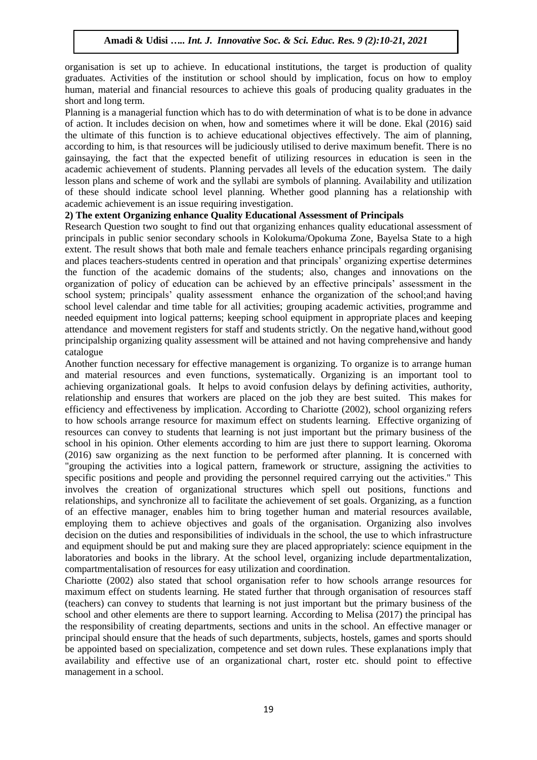organisation is set up to achieve. In educational institutions, the target is production of quality graduates. Activities of the institution or school should by implication, focus on how to employ human, material and financial resources to achieve this goals of producing quality graduates in the short and long term.

Planning is a managerial function which has to do with determination of what is to be done in advance of action. It includes decision on when, how and sometimes where it will be done. Ekal (2016) said the ultimate of this function is to achieve educational objectives effectively. The aim of planning, according to him, is that resources will be judiciously utilised to derive maximum benefit. There is no gainsaying, the fact that the expected benefit of utilizing resources in education is seen in the academic achievement of students. Planning pervades all levels of the education system. The daily lesson plans and scheme of work and the syllabi are symbols of planning. Availability and utilization of these should indicate school level planning. Whether good planning has a relationship with academic achievement is an issue requiring investigation.

**2) The extent Organizing enhance Quality Educational Assessment of Principals**

Research Question two sought to find out that organizing enhances quality educational assessment of principals in public senior secondary schools in Kolokuma/Opokuma Zone, Bayelsa State to a high extent. The result shows that both male and female teachers enhance principals regarding organising and places teachers-students centred in operation and that principals' organizing expertise determines the function of the academic domains of the students; also, changes and innovations on the organization of policy of education can be achieved by an effective principals' assessment in the school system; principals' quality assessment enhance the organization of the school;and having school level calendar and time table for all activities; grouping academic activities, programme and needed equipment into logical patterns; keeping school equipment in appropriate places and keeping attendance and movement registers for staff and students strictly. On the negative hand,without good principalship organizing quality assessment will be attained and not having comprehensive and handy catalogue

Another function necessary for effective management is organizing. To organize is to arrange human and material resources and even functions, systematically. Organizing is an important tool to achieving organizational goals. It helps to avoid confusion delays by defining activities, authority, relationship and ensures that workers are placed on the job they are best suited. This makes for efficiency and effectiveness by implication. According to Chariotte (2002), school organizing refers to how schools arrange resource for maximum effect on students learning. Effective organizing of resources can convey to students that learning is not just important but the primary business of the school in his opinion. Other elements according to him are just there to support learning. Okoroma (2016) saw organizing as the next function to be performed after planning. It is concerned with "grouping the activities into a logical pattern, framework or structure, assigning the activities to specific positions and people and providing the personnel required carrying out the activities." This involves the creation of organizational structures which spell out positions, functions and relationships, and synchronize all to facilitate the achievement of set goals. Organizing, as a function of an effective manager, enables him to bring together human and material resources available, employing them to achieve objectives and goals of the organisation. Organizing also involves decision on the duties and responsibilities of individuals in the school, the use to which infrastructure and equipment should be put and making sure they are placed appropriately: science equipment in the laboratories and books in the library. At the school level, organizing include departmentalization, compartmentalisation of resources for easy utilization and coordination.

Chariotte (2002) also stated that school organisation refer to how schools arrange resources for maximum effect on students learning. He stated further that through organisation of resources staff (teachers) can convey to students that learning is not just important but the primary business of the school and other elements are there to support learning. According to Melisa (2017) the principal has the responsibility of creating departments, sections and units in the school. An effective manager or principal should ensure that the heads of such departments, subjects, hostels, games and sports should be appointed based on specialization, competence and set down rules. These explanations imply that availability and effective use of an organizational chart, roster etc. should point to effective management in a school.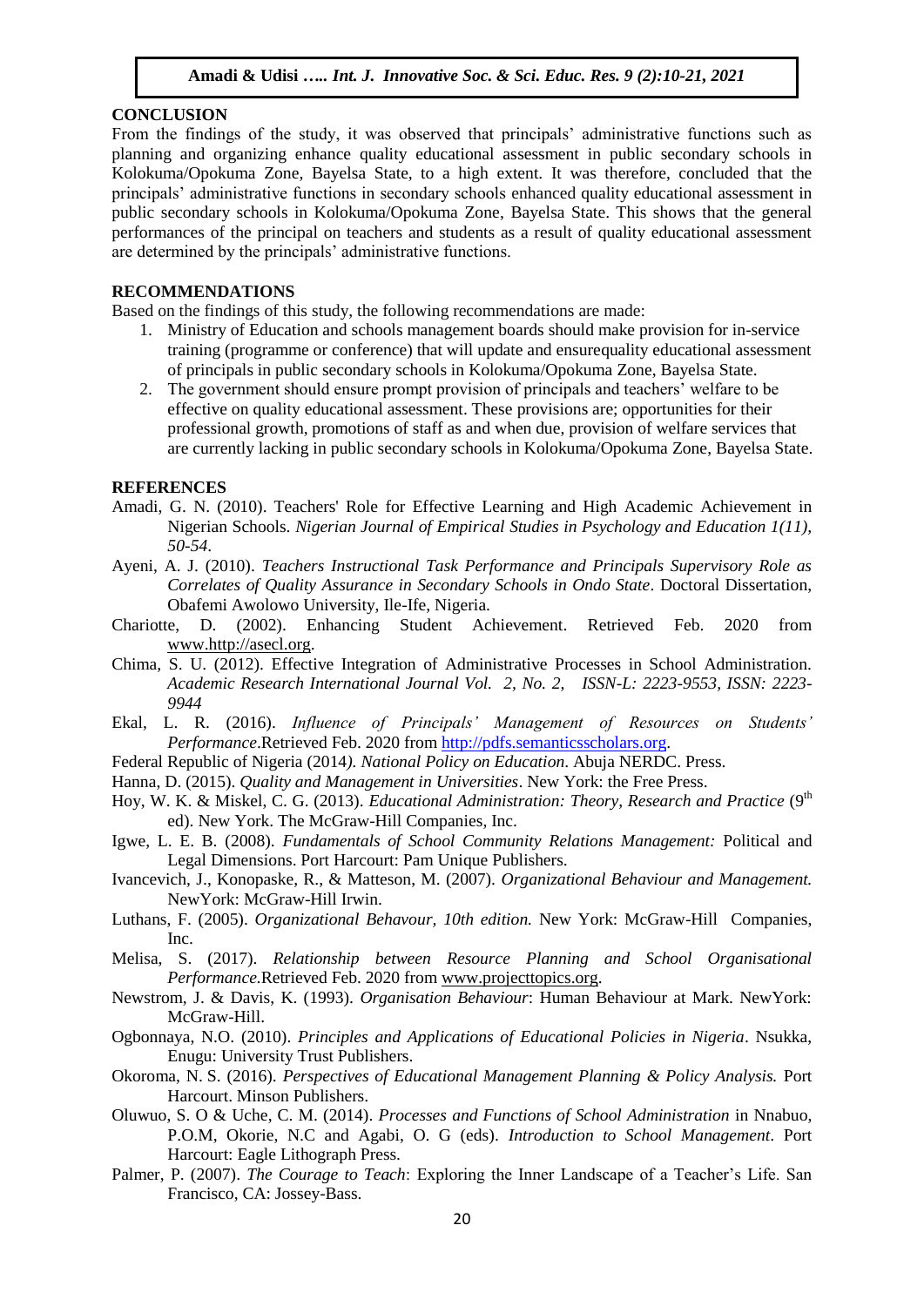## CONCLUSION

From the findings of the study, it was observed that principals' administrative functions such as planning and organizing enhance quality educational assessment in public secondary schools in Kolokuma/Opokuma Zone, Bayelsa State, to a high extent. It was therefore, concluded that the principals' administrative functions in secondary schools enhanced quality educational assessment in public secondary schools in Kolokuma/Opokuma Zone, Bayelsa State. This shows that the general performances of the principal on teachers and students as a result of quality educational assessment are determined by the principals' administrative functions.

## RECOMMENDATIONS

Based on the findings of this study, the following recommendations are made:

1. Ministry of Education and schools management boards should make provision for in-service training (programme or conference) that will update and ensurequality educational assessment of principals in public secondary schools in Kolokuma/Opokuma Zone, Bayelsa State.
2. The government should ensure prompt provision of principals and teachers' welfare to be effective on quality educational assessment. These provisions are; opportunities for their professional growth, promotions of staff as and when due, provision of welfare services that are currently lacking in public secondary schools in Kolokuma/Opokuma Zone, Bayelsa State.

## REFERENCES

Amadi, G. N. (2010). Teachers' Role for Effective Learning and High Academic Achievement in Nigerian Schools. *Nigerian Journal of Empirical Studies in Psychology and Education 1(11), 50-54*.

Ayeni, A. J. (2010). *Teachers Instructional Task Performance and Principals Supervisory Role as Correlates of Quality Assurance in Secondary Schools in Ondo State*. Doctoral Dissertation, Obafemi Awolowo University, Ile-Ife, Nigeria.

Chariotte, D. (2002). Enhancing Student Achievement. Retrieved Feb. 2020 from www.http://asecl.org.

Chima, S. U. (2012). Effective Integration of Administrative Processes in School Administration. *Academic Research International Journal Vol. 2, No. 2, ISSN-L: 2223-9553, ISSN: 2223-9944*

Ekal, L. R. (2016). *Influence of Principals' Management of Resources on Students' Performance*.Retrieved Feb. 2020 from http://pdfs.semanticsscholars.org.

Federal Republic of Nigeria (2014*). National Policy on Education*. Abuja NERDC. Press.

Hanna, D. (2015). *Quality and Management in Universities*. New York: the Free Press.

Hoy, W. K. & Miskel, C. G. (2013). *Educational Administration: Theory, Research and Practice* (9th ed). New York. The McGraw-Hill Companies, Inc.

Igwe, L. E. B. (2008). *Fundamentals of School Community Relations Management:* Political and Legal Dimensions. Port Harcourt: Pam Unique Publishers.

Ivancevich, J., Konopaske, R., & Matteson, M. (2007). *Organizational Behaviour and Management.* NewYork: McGraw-Hill Irwin.

Luthans, F. (2005). *Organizational Behavour, 10th edition.* New York: McGraw-Hill Companies, Inc.

Melisa, S. (2017). *Relationship between Resource Planning and School Organisational Performance*.Retrieved Feb. 2020 from www.projecttopics.org.

Newstrom, J. & Davis, K. (1993). *Organisation Behaviour*: Human Behaviour at Mark. NewYork: McGraw-Hill.

Ogbonnaya, N.O. (2010). *Principles and Applications of Educational Policies in Nigeria*. Nsukka, Enugu: University Trust Publishers.

Okoroma, N. S. (2016). *Perspectives of Educational Management Planning & Policy Analysis.* Port Harcourt. Minson Publishers.

Oluwuo, S. O & Uche, C. M. (2014). *Processes and Functions of School Administration* in Nnabuo, P.O.M, Okorie, N.C and Agabi, O. G (eds). *Introduction to School Management*. Port Harcourt: Eagle Lithograph Press.

Palmer, P. (2007). *The Courage to Teach*: Exploring the Inner Landscape of a Teacher's Life. San Francisco, CA: Jossey-Bass.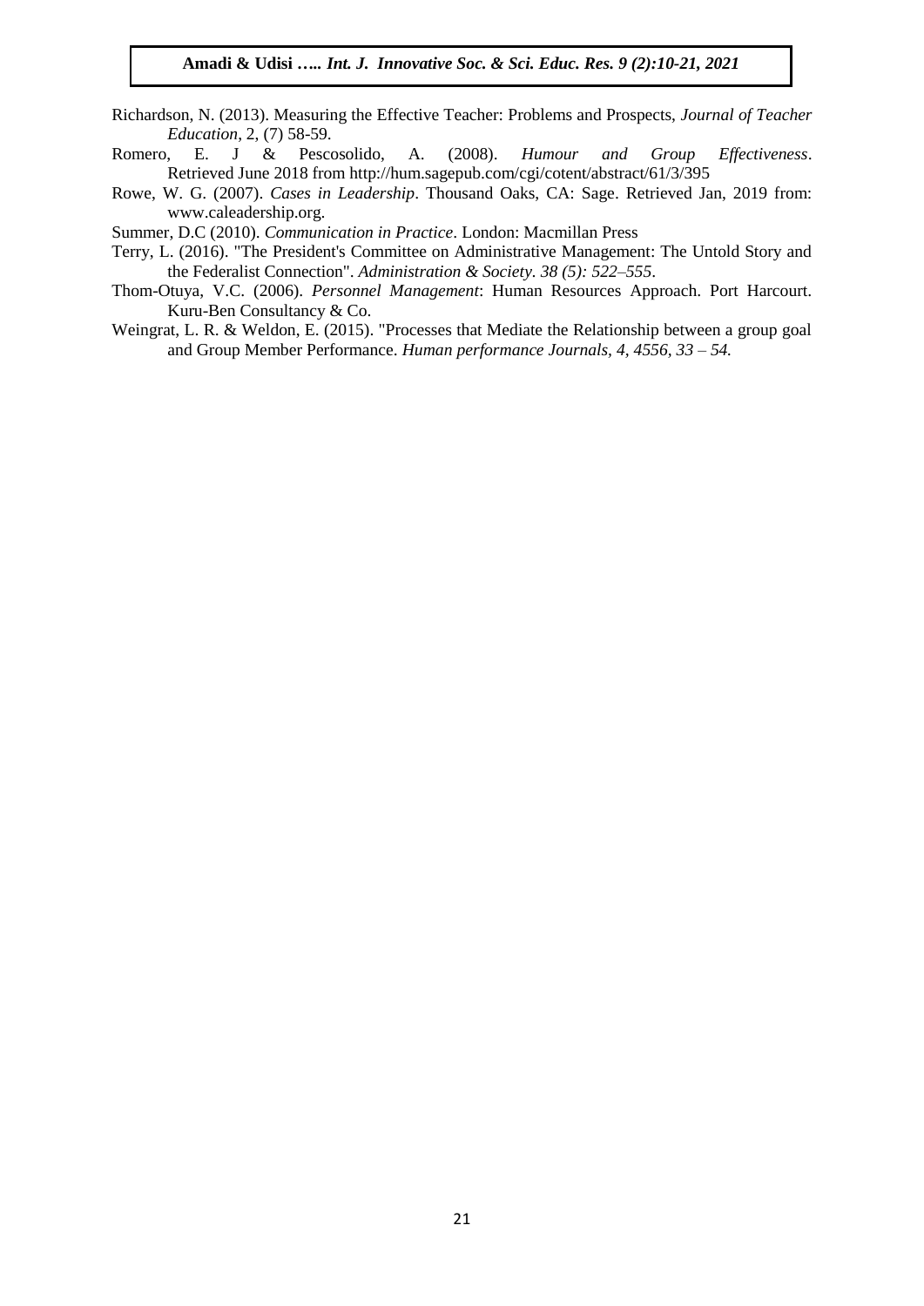Richardson, N. (2013). Measuring the Effective Teacher: Problems and Prospects, *Journal of Teacher Education*, 2, (7) 58-59.

Romero, E. J & Pescosolido, A. (2008). *Humour and Group Effectiveness*. Retrieved June 2018 from http://hum.sagepub.com/cgi/cotent/abstract/61/3/395

Rowe, W. G. (2007). *Cases in Leadership*. Thousand Oaks, CA: Sage. Retrieved Jan, 2019 from: www.caleadership.org.

Summer, D.C (2010). *Communication in Practice*. London: Macmillan Press

Terry, L. (2016). "The President's Committee on Administrative Management: The Untold Story and the Federalist Connection". *Administration & Society. 38 (5): 522–555*.

Thom-Otuya, V.C. (2006). *Personnel Management*: Human Resources Approach. Port Harcourt. Kuru-Ben Consultancy & Co.

Weingrat, L. R. & Weldon, E. (2015). "Processes that Mediate the Relationship between a group goal and Group Member Performance. *Human performance Journals, 4, 4556, 33 – 54.*